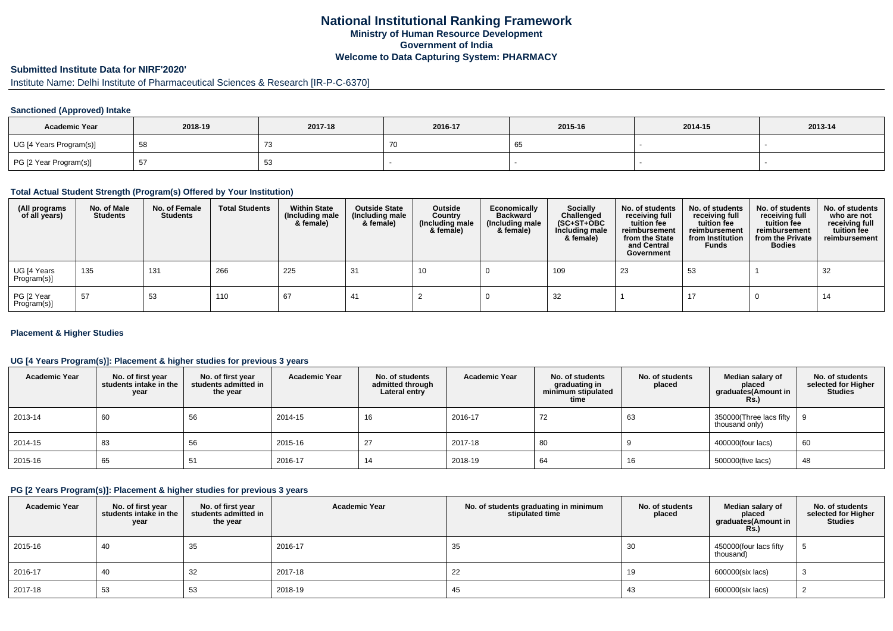# National Institutional Ranking Framework
## Ministry of Human Resource Development
## Government of India
## Welcome to Data Capturing System: PHARMACY

### Submitted Institute Data for NIRF'2020'

Institute Name: Delhi Institute of Pharmaceutical Sciences & Research [IR-P-C-6370]

#### Sanctioned (Approved) Intake

| Academic Year | 2018-19 | 2017-18 | 2016-17 | 2015-16 | 2014-15 | 2013-14 |
|---|---|---|---|---|---|---|
| UG [4 Years Program(s)] | 58 | 73 | 70 | 65 | - | - |
| PG [2 Year Program(s)] | 57 | 53 | - | - | - | - |

#### Total Actual Student Strength (Program(s) Offered by Your Institution)

| (All programs of all years) | No. of Male Students | No. of Female Students | Total Students | Within State (Including male & female) | Outside State (Including male & female) | Outside Country (Including male & female) | Economically Backward (Including male & female) | Socially Challenged (SC+ST+OBC Including male & female) | No. of students receiving full tuition fee reimbursement from the State and Central Government | No. of students receiving full tuition fee reimbursement from Institution Funds | No. of students receiving full tuition fee reimbursement from the Private Bodies | No. of students who are not receiving full tuition fee reimbursement |
|---|---|---|---|---|---|---|---|---|---|---|---|---|
| UG [4 Years Program(s)] | 135 | 131 | 266 | 225 | 31 | 10 | 0 | 109 | 23 | 53 | 1 | 32 |
| PG [2 Year Program(s)] | 57 | 53 | 110 | 67 | 41 | 2 | 0 | 32 | 1 | 17 | 0 | 14 |

#### Placement & Higher Studies

#### UG [4 Years Program(s)]: Placement & higher studies for previous 3 years

| Academic Year | No. of first year students intake in the year | No. of first year students admitted in the year | Academic Year | No. of students admitted through Lateral entry | Academic Year | No. of students graduating in minimum stipulated time | No. of students placed | Median salary of placed graduates(Amount in Rs.) | No. of students selected for Higher Studies |
|---|---|---|---|---|---|---|---|---|---|
| 2013-14 | 60 | 56 | 2014-15 | 16 | 2016-17 | 72 | 63 | 350000(Three lacs fifty thousand only) | 9 |
| 2014-15 | 83 | 56 | 2015-16 | 27 | 2017-18 | 80 | 9 | 400000(four lacs) | 60 |
| 2015-16 | 65 | 51 | 2016-17 | 14 | 2018-19 | 64 | 16 | 500000(five lacs) | 48 |

#### PG [2 Years Program(s)]: Placement & higher studies for previous 3 years

| Academic Year | No. of first year students intake in the year | No. of first year students admitted in the year | Academic Year | No. of students graduating in minimum stipulated time | No. of students placed | Median salary of placed graduates(Amount in Rs.) | No. of students selected for Higher Studies |
|---|---|---|---|---|---|---|---|
| 2015-16 | 40 | 35 | 2016-17 | 35 | 30 | 450000(four lacs fifty thousand) | 5 |
| 2016-17 | 40 | 32 | 2017-18 | 22 | 19 | 600000(six lacs) | 3 |
| 2017-18 | 53 | 53 | 2018-19 | 45 | 43 | 600000(six lacs) | 2 |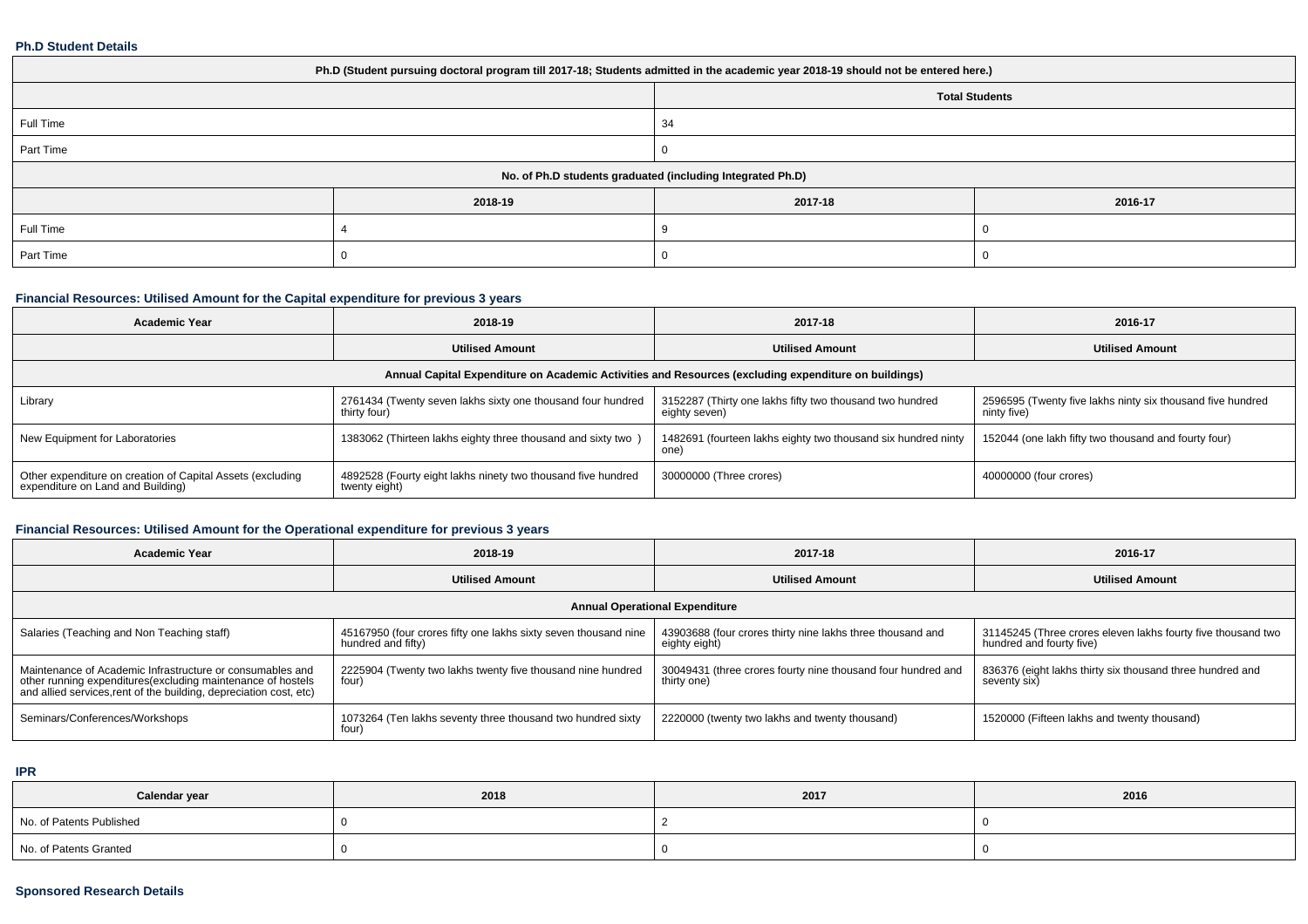### Ph.D Student Details

| Ph.D (Student pursuing doctoral program till 2017-18; Students admitted in the academic year 2018-19 should not be entered here.) | | | |
|---|---|---|---|
| | | Total Students | |
| Full Time | | 34 | |
| Part Time | | 0 | |
| No. of Ph.D students graduated (including Integrated Ph.D) | | | |
| | 2018-19 | 2017-18 | 2016-17 |
| Full Time | 4 | 9 | 0 |
| Part Time | 0 | 0 | 0 |

### Financial Resources: Utilised Amount for the Capital expenditure for previous 3 years

| Academic Year | 2018-19 | 2017-18 | 2016-17 |
|---|---|---|---|
| | Utilised Amount | Utilised Amount | Utilised Amount |
| Annual Capital Expenditure on Academic Activities and Resources (excluding expenditure on buildings) | | | |
| Library | 2761434 (Twenty seven lakhs sixty one thousand four hundred thirty four) | 3152287 (Thirty one lakhs fifty two thousand two hundred eighty seven) | 2596595 (Twenty five lakhs ninty six thousand five hundred ninty five) |
| New Equipment for Laboratories | 1383062 (Thirteen lakhs eighty three thousand and sixty two ) | 1482691 (fourteen lakhs eighty two thousand six hundred ninty one) | 152044 (one lakh fifty two thousand and fourty four) |
| Other expenditure on creation of Capital Assets (excluding expenditure on Land and Building) | 4892528 (Fourty eight lakhs ninety two thousand five hundred twenty eight) | 30000000 (Three crores) | 40000000 (four crores) |

### Financial Resources: Utilised Amount for the Operational expenditure for previous 3 years

| Academic Year | 2018-19 | 2017-18 | 2016-17 |
|---|---|---|---|
| | Utilised Amount | Utilised Amount | Utilised Amount |
| Annual Operational Expenditure | | | |
| Salaries (Teaching and Non Teaching staff) | 45167950 (four crores fifty one lakhs sixty seven thousand nine hundred and fifty) | 43903688 (four crores thirty nine lakhs three thousand and eighty eight) | 31145245 (Three crores eleven lakhs fourty five thousand two hundred and fourty five) |
| Maintenance of Academic Infrastructure or consumables and other running expenditures(excluding maintenance of hostels and allied services,rent of the building, depreciation cost, etc) | 2225904 (Twenty two lakhs twenty five thousand nine hundred four) | 30049431 (three crores fourty nine thousand four hundred and thirty one) | 836376 (eight lakhs thirty six thousand three hundred and seventy six) |
| Seminars/Conferences/Workshops | 1073264 (Ten lakhs seventy three thousand two hundred sixty four) | 2220000 (twenty two lakhs and twenty thousand) | 1520000 (Fifteen lakhs and twenty thousand) |

### IPR

| Calendar year | 2018 | 2017 | 2016 |
|---|---|---|---|
| No. of Patents Published | 0 | 2 | 0 |
| No. of Patents Granted | 0 | 0 | 0 |

### Sponsored Research Details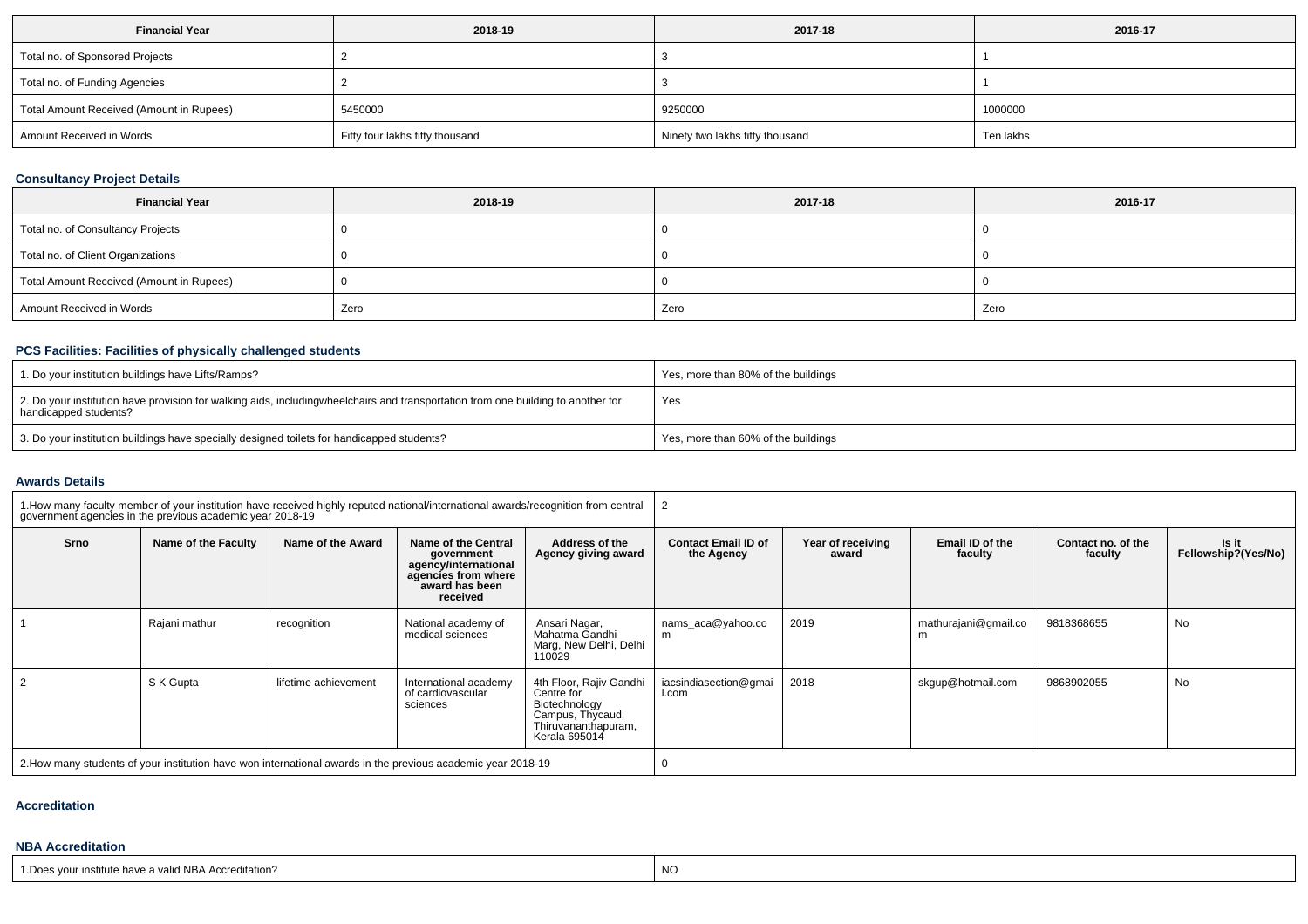| Financial Year | 2018-19 | 2017-18 | 2016-17 |
|---|---|---|---|
| Total no. of Sponsored Projects | 2 | 3 | 1 |
| Total no. of Funding Agencies | 2 | 3 | 1 |
| Total Amount Received (Amount in Rupees) | 5450000 | 9250000 | 1000000 |
| Amount Received in Words | Fifty four lakhs fifty thousand | Ninety two lakhs fifty thousand | Ten lakhs |

## Consultancy Project Details

| Financial Year | 2018-19 | 2017-18 | 2016-17 |
|---|---|---|---|
| Total no. of Consultancy Projects | 0 | 0 | 0 |
| Total no. of Client Organizations | 0 | 0 | 0 |
| Total Amount Received (Amount in Rupees) | 0 | 0 | 0 |
| Amount Received in Words | Zero | Zero | Zero |

## PCS Facilities: Facilities of physically challenged students

| | |
|---|---|
| 1. Do your institution buildings have Lifts/Ramps? | Yes, more than 80% of the buildings |
| 2. Do your institution have provision for walking aids, includingwheelchairs and transportation from one building to another for handicapped students? | Yes |
| 3. Do your institution buildings have specially designed toilets for handicapped students? | Yes, more than 60% of the buildings |

## Awards Details

| 1.How many faculty member of your institution have received highly reputed national/international awards/recognition from central government agencies in the previous academic year 2018-19 | | | | 2 | | | | |
|---|---|---|---|---|---|---|---|---|
| **Srno** | **Name of the Faculty** | **Name of the Award** | **Name of the Central government agency/international agencies from where award has been received** | **Address of the Agency giving award** | **Contact Email ID of the Agency** | **Year of receiving award** | **Email ID of the faculty** | **Contact no. of the faculty** | **Is it Fellowship?(Yes/No)** |
| 1 | Rajani mathur | recognition | National academy of medical sciences | Ansari Nagar, Mahatma Gandhi Marg, New Delhi, Delhi 110029 | nams_aca@yahoo.com | 2019 | mathurajani@gmail.com | 9818368655 | No |
| 2 | S K Gupta | lifetime achievement | International academy of cardiovascular sciences | 4th Floor, Rajiv Gandhi Centre for Biotechnology Campus, Thycaud, Thiruvananthapuram, Kerala 695014 | iacsindiasection@gmail.com | 2018 | skgup@hotmail.com | 9868902055 | No |
| 2.How many students of your institution have won international awards in the previous academic year 2018-19 | | | | 0 | | | | | |

## Accreditation

### NBA Accreditation

| | |
|---|---|
| 1.Does your institute have a valid NBA Accreditation? | NO |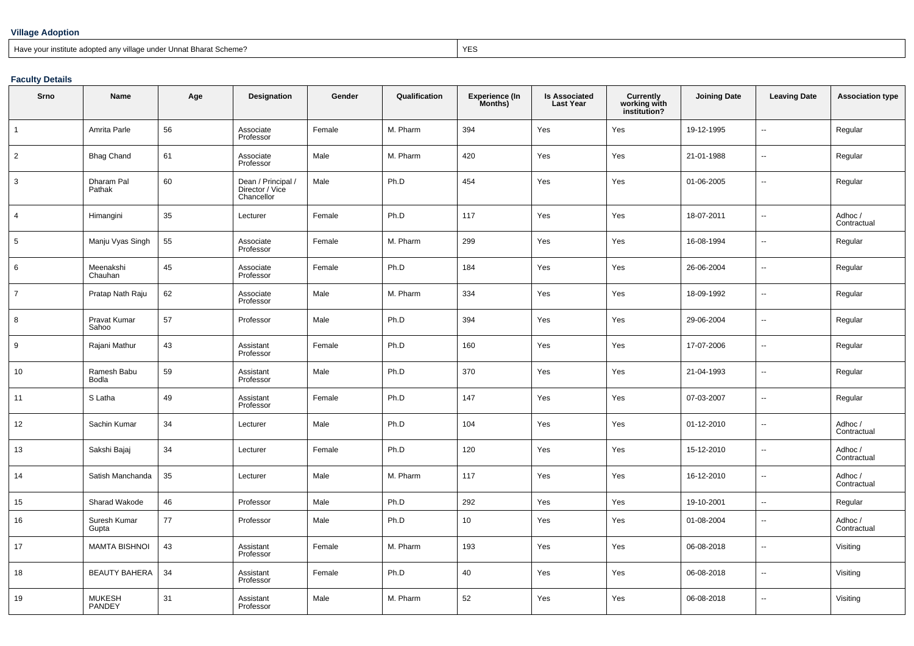### Village Adoption

| Have your institute adopted any village under Unnat Bharat Scheme? | YES |
|---|---|

### Faculty Details

| Srno | Name | Age | Designation | Gender | Qualification | Experience (In Months) | Is Associated Last Year | Currently working with institution? | Joining Date | Leaving Date | Association type |
|---|---|---|---|---|---|---|---|---|---|---|---|
| 1 | Amrita Parle | 56 | Associate Professor | Female | M. Pharm | 394 | Yes | Yes | 19-12-1995 | -- | Regular |
| 2 | Bhag Chand | 61 | Associate Professor | Male | M. Pharm | 420 | Yes | Yes | 21-01-1988 | -- | Regular |
| 3 | Dharam Pal Pathak | 60 | Dean / Principal / Director / Vice Chancellor | Male | Ph.D | 454 | Yes | Yes | 01-06-2005 | -- | Regular |
| 4 | Himangini | 35 | Lecturer | Female | Ph.D | 117 | Yes | Yes | 18-07-2011 | -- | Adhoc / Contractual |
| 5 | Manju Vyas Singh | 55 | Associate Professor | Female | M. Pharm | 299 | Yes | Yes | 16-08-1994 | -- | Regular |
| 6 | Meenakshi Chauhan | 45 | Associate Professor | Female | Ph.D | 184 | Yes | Yes | 26-06-2004 | -- | Regular |
| 7 | Pratap Nath Raju | 62 | Associate Professor | Male | M. Pharm | 334 | Yes | Yes | 18-09-1992 | -- | Regular |
| 8 | Pravat Kumar Sahoo | 57 | Professor | Male | Ph.D | 394 | Yes | Yes | 29-06-2004 | -- | Regular |
| 9 | Rajani Mathur | 43 | Assistant Professor | Female | Ph.D | 160 | Yes | Yes | 17-07-2006 | -- | Regular |
| 10 | Ramesh Babu Bodla | 59 | Assistant Professor | Male | Ph.D | 370 | Yes | Yes | 21-04-1993 | -- | Regular |
| 11 | S Latha | 49 | Assistant Professor | Female | Ph.D | 147 | Yes | Yes | 07-03-2007 | -- | Regular |
| 12 | Sachin Kumar | 34 | Lecturer | Male | Ph.D | 104 | Yes | Yes | 01-12-2010 | -- | Adhoc / Contractual |
| 13 | Sakshi Bajaj | 34 | Lecturer | Female | Ph.D | 120 | Yes | Yes | 15-12-2010 | -- | Adhoc / Contractual |
| 14 | Satish Manchanda | 35 | Lecturer | Male | M. Pharm | 117 | Yes | Yes | 16-12-2010 | -- | Adhoc / Contractual |
| 15 | Sharad Wakode | 46 | Professor | Male | Ph.D | 292 | Yes | Yes | 19-10-2001 | -- | Regular |
| 16 | Suresh Kumar Gupta | 77 | Professor | Male | Ph.D | 10 | Yes | Yes | 01-08-2004 | -- | Adhoc / Contractual |
| 17 | MAMTA BISHNOI | 43 | Assistant Professor | Female | M. Pharm | 193 | Yes | Yes | 06-08-2018 | -- | Visiting |
| 18 | BEAUTY BAHERA | 34 | Assistant Professor | Female | Ph.D | 40 | Yes | Yes | 06-08-2018 | -- | Visiting |
| 19 | MUKESH PANDEY | 31 | Assistant Professor | Male | M. Pharm | 52 | Yes | Yes | 06-08-2018 | -- | Visiting |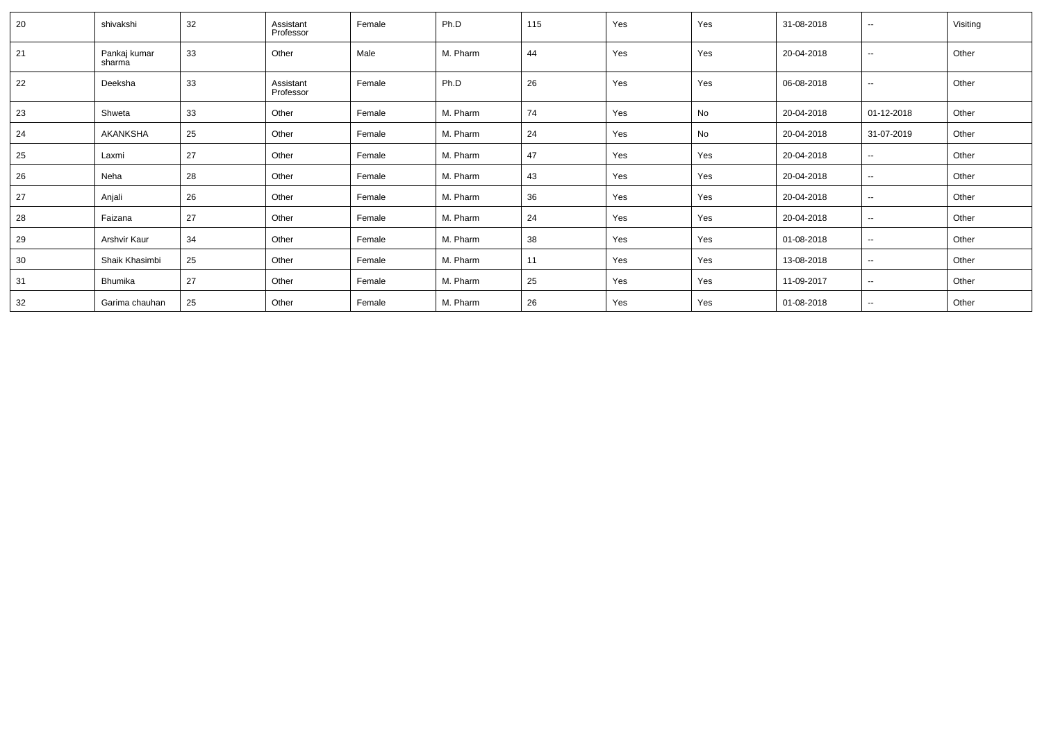| | | | | | | | | | | | |
|---|---|---|---|---|---|---|---|---|---|---|---|
| 20 | shivakshi | 32 | Assistant Professor | Female | Ph.D | 115 | Yes | Yes | 31-08-2018 | -- | Visiting |
| 21 | Pankaj kumar sharma | 33 | Other | Male | M. Pharm | 44 | Yes | Yes | 20-04-2018 | -- | Other |
| 22 | Deeksha | 33 | Assistant Professor | Female | Ph.D | 26 | Yes | Yes | 06-08-2018 | -- | Other |
| 23 | Shweta | 33 | Other | Female | M. Pharm | 74 | Yes | No | 20-04-2018 | 01-12-2018 | Other |
| 24 | AKANKSHA | 25 | Other | Female | M. Pharm | 24 | Yes | No | 20-04-2018 | 31-07-2019 | Other |
| 25 | Laxmi | 27 | Other | Female | M. Pharm | 47 | Yes | Yes | 20-04-2018 | -- | Other |
| 26 | Neha | 28 | Other | Female | M. Pharm | 43 | Yes | Yes | 20-04-2018 | -- | Other |
| 27 | Anjali | 26 | Other | Female | M. Pharm | 36 | Yes | Yes | 20-04-2018 | -- | Other |
| 28 | Faizana | 27 | Other | Female | M. Pharm | 24 | Yes | Yes | 20-04-2018 | -- | Other |
| 29 | Arshvir Kaur | 34 | Other | Female | M. Pharm | 38 | Yes | Yes | 01-08-2018 | -- | Other |
| 30 | Shaik Khasimbi | 25 | Other | Female | M. Pharm | 11 | Yes | Yes | 13-08-2018 | -- | Other |
| 31 | Bhumika | 27 | Other | Female | M. Pharm | 25 | Yes | Yes | 11-09-2017 | -- | Other |
| 32 | Garima chauhan | 25 | Other | Female | M. Pharm | 26 | Yes | Yes | 01-08-2018 | -- | Other |